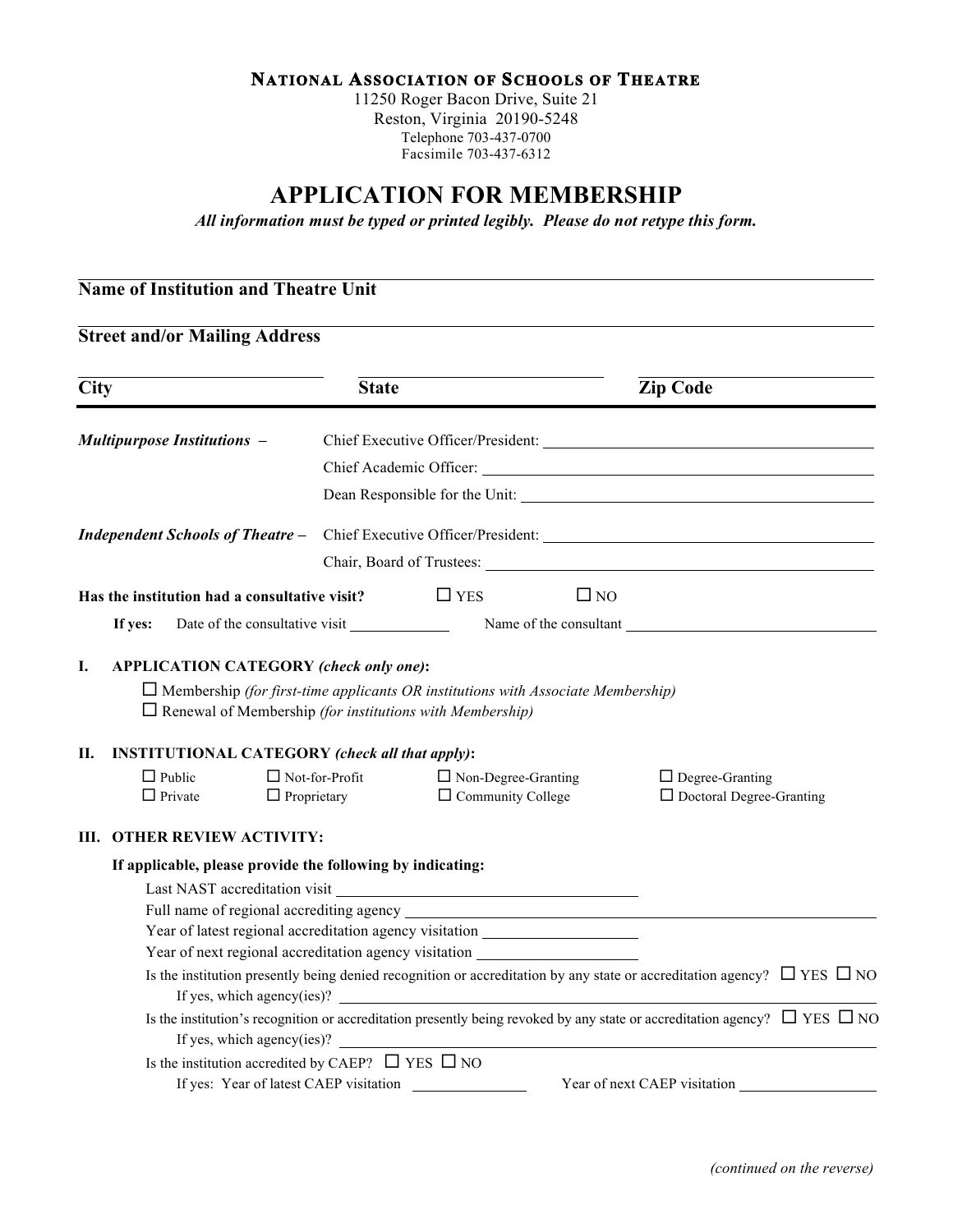**NATIONAL ASSOCIATION OF SCHOOLS OF THEATRE**
11250 Roger Bacon Drive, Suite 21
Reston, Virginia 20190-5248
Telephone 703-437-0700
Facsimile 703-437-6312

# APPLICATION FOR MEMBERSHIP

***All information must be typed or printed legibly. Please do not retype this form.***

**Name of Institution and Theatre Unit** ______________________________

**Street and/or Mailing Address** ______________________________

**City** ____________ **State** ____________ **Zip Code** ____________

***Multipurpose Institutions –***
- Chief Executive Officer/President: ______________________________
- Chief Academic Officer: ______________________________
- Dean Responsible for the Unit: ______________________________

***Independent Schools of Theatre –***
- Chief Executive Officer/President: ______________________________
- Chair, Board of Trustees: ______________________________

**Has the institution had a consultative visit?** ☐ YES ☐ NO

**If yes:** Date of the consultative visit ____________ Name of the consultant ______________________________

**I. APPLICATION CATEGORY** ***(check only one)*****:**

☐ Membership *(for first-time applicants OR institutions with Associate Membership)*
☐ Renewal of Membership *(for institutions with Membership)*

**II. INSTITUTIONAL CATEGORY** ***(check all that apply)*****:**

☐ Public ☐ Not-for-Profit ☐ Non-Degree-Granting ☐ Degree-Granting
☐ Private ☐ Proprietary ☐ Community College ☐ Doctoral Degree-Granting

**III. OTHER REVIEW ACTIVITY:**

**If applicable, please provide the following by indicating:**

Last NAST accreditation visit ______________________________

Full name of regional accrediting agency ______________________________

Year of latest regional accreditation agency visitation ____________

Year of next regional accreditation agency visitation ____________

Is the institution presently being denied recognition or accreditation by any state or accreditation agency? ☐ YES ☐ NO
If yes, which agency(ies)? ______________________________

Is the institution's recognition or accreditation presently being revoked by any state or accreditation agency? ☐ YES ☐ NO
If yes, which agency(ies)? ______________________________

Is the institution accredited by CAEP? ☐ YES ☐ NO
If yes: Year of latest CAEP visitation ____________ Year of next CAEP visitation ____________

*(continued on the reverse)*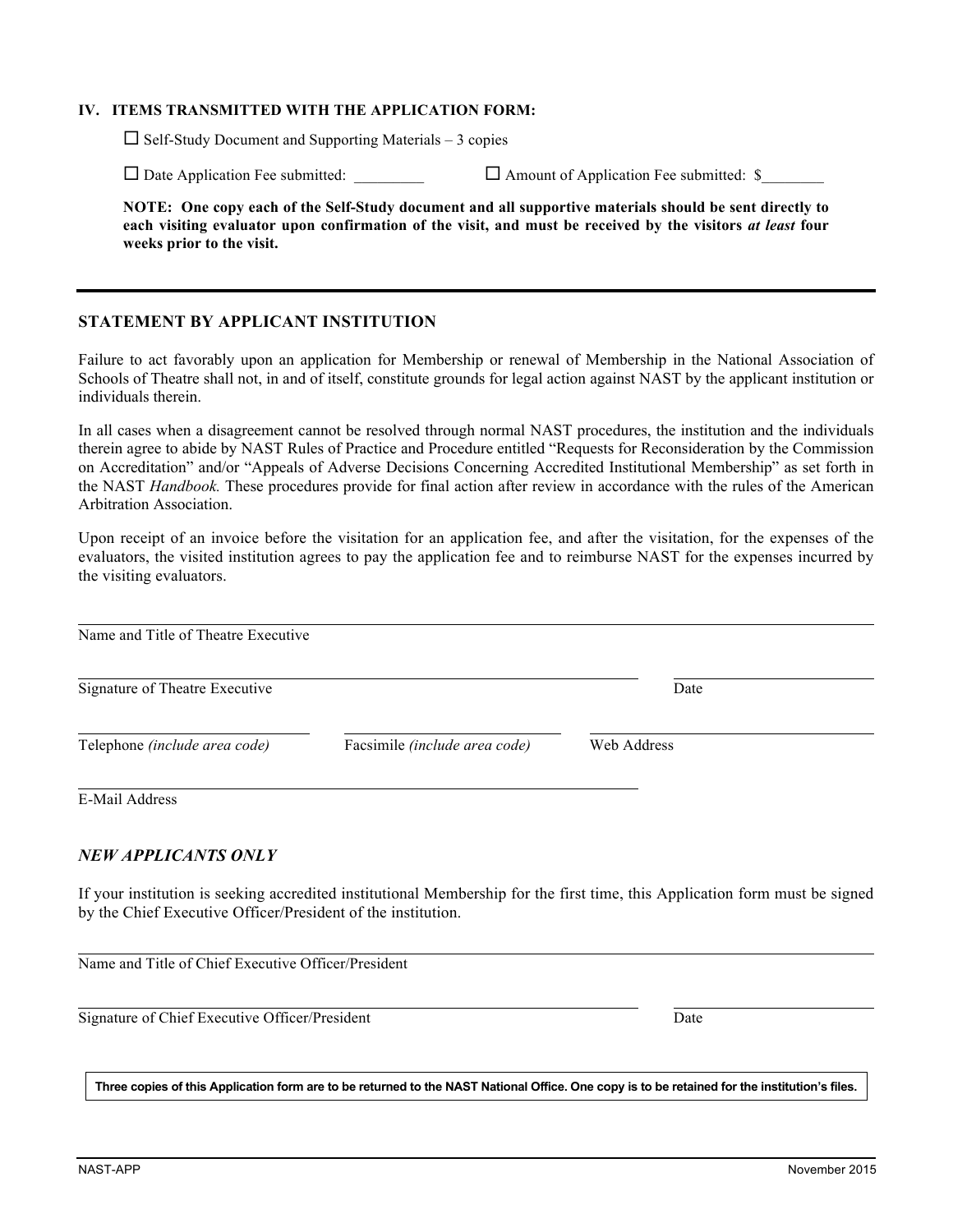## IV. ITEMS TRANSMITTED WITH THE APPLICATION FORM:

☐ Self-Study Document and Supporting Materials – 3 copies

☐ Date Application Fee submitted: _________ ☐ Amount of Application Fee submitted: $________

**NOTE: One copy each of the Self-Study document and all supportive materials should be sent directly to each visiting evaluator upon confirmation of the visit, and must be received by the visitors *at least* four weeks prior to the visit.**

---

## STATEMENT BY APPLICANT INSTITUTION

Failure to act favorably upon an application for Membership or renewal of Membership in the National Association of Schools of Theatre shall not, in and of itself, constitute grounds for legal action against NAST by the applicant institution or individuals therein.

In all cases when a disagreement cannot be resolved through normal NAST procedures, the institution and the individuals therein agree to abide by NAST Rules of Practice and Procedure entitled "Requests for Reconsideration by the Commission on Accreditation" and/or "Appeals of Adverse Decisions Concerning Accredited Institutional Membership" as set forth in the NAST *Handbook.* These procedures provide for final action after review in accordance with the rules of the American Arbitration Association.

Upon receipt of an invoice before the visitation for an application fee, and after the visitation, for the expenses of the evaluators, the visited institution agrees to pay the application fee and to reimburse NAST for the expenses incurred by the visiting evaluators.

______________________________________________
Name and Title of Theatre Executive

______________________________________________ ______________
Signature of Theatre Executive Date

______________ ______________ ______________
Telephone *(include area code)* Facsimile *(include area code)* Web Address

______________________________________________
E-Mail Address

### *NEW APPLICANTS ONLY*

If your institution is seeking accredited institutional Membership for the first time, this Application form must be signed by the Chief Executive Officer/President of the institution.

______________________________________________
Name and Title of Chief Executive Officer/President

______________________________________________ ______________
Signature of Chief Executive Officer/President Date

**Three copies of this Application form are to be returned to the NAST National Office. One copy is to be retained for the institution's files.**

NAST-APP November 2015